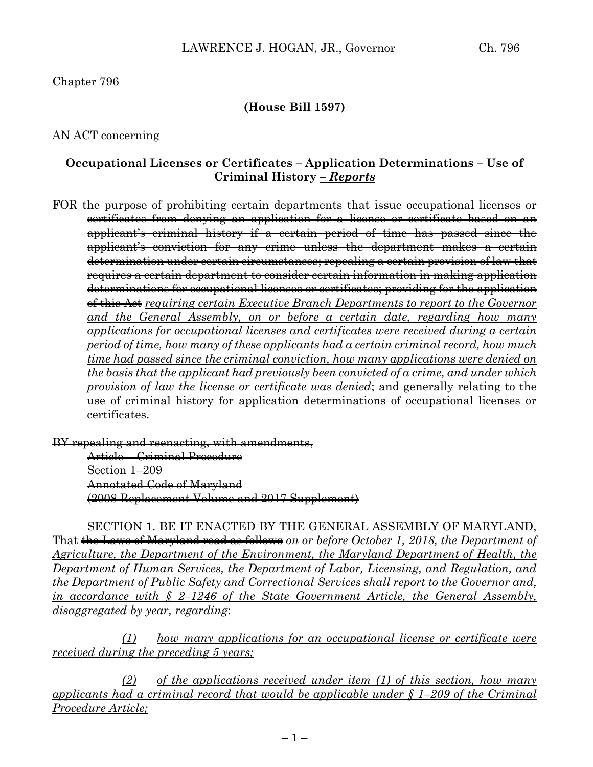Chapter 796

**(House Bill 1597)**

AN ACT concerning

**Occupational Licenses or Certificates – Application Determinations – Use of Criminal History *– Reports***

FOR the purpose of ~~prohibiting certain departments that issue occupational licenses or certificates from denying an application for a license or certificate based on an applicant's criminal history if a certain period of time has passed since the applicant's conviction for any crime unless the department makes a certain determination~~ ~~under certain circumstances~~; ~~repealing a certain provision of law that requires a certain department to consider certain information in making application determinations for occupational licenses or certificates; providing for the application of this Act~~ *requiring certain Executive Branch Departments to report to the Governor and the General Assembly, on or before a certain date, regarding how many applications for occupational licenses and certificates were received during a certain period of time, how many of these applicants had a certain criminal record, how much time had passed since the criminal conviction, how many applications were denied on the basis that the applicant had previously been convicted of a crime, and under which provision of law the license or certificate was denied*; and generally relating to the use of criminal history for application determinations of occupational licenses or certificates.

~~BY repealing and reenacting, with amendments,~~
~~Article – Criminal Procedure~~
~~Section 1–209~~
~~Annotated Code of Maryland~~
~~(2008 Replacement Volume and 2017 Supplement)~~

SECTION 1. BE IT ENACTED BY THE GENERAL ASSEMBLY OF MARYLAND, That ~~the Laws of Maryland read as follows~~ *on or before October 1, 2018, the Department of Agriculture, the Department of the Environment, the Maryland Department of Health, the Department of Human Services, the Department of Labor, Licensing, and Regulation, and the Department of Public Safety and Correctional Services shall report to the Governor and, in accordance with § 2–1246 of the State Government Article, the General Assembly, disaggregated by year, regarding*:

*(1) how many applications for an occupational license or certificate were received during the preceding 5 years;*

*(2) of the applications received under item (1) of this section, how many applicants had a criminal record that would be applicable under § 1–209 of the Criminal Procedure Article;*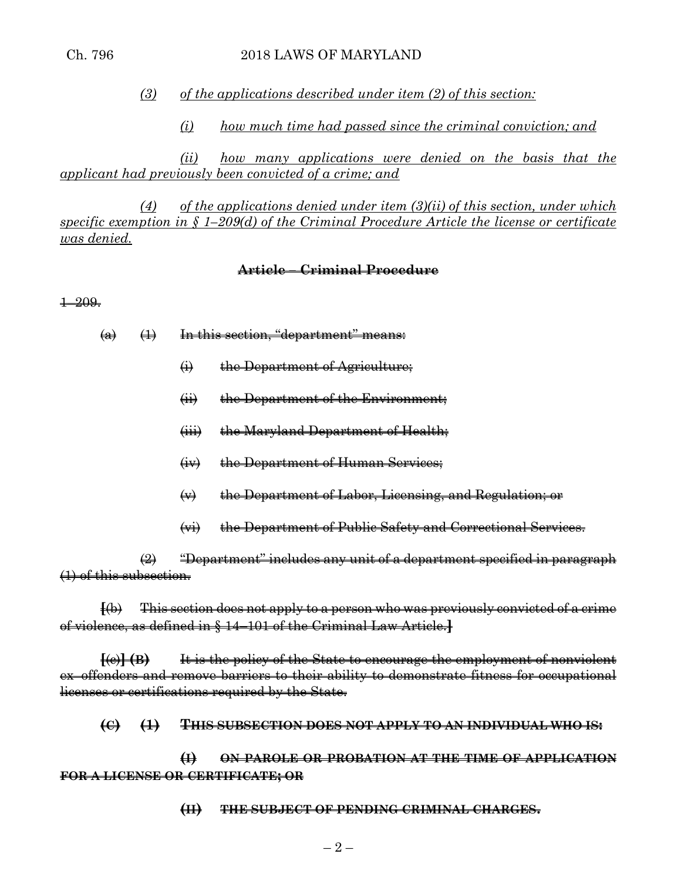*(3) of the applications described under item (2) of this section:*

*(i) how much time had passed since the criminal conviction; and*

*(ii) how many applications were denied on the basis that the applicant had previously been convicted of a crime; and*

*(4) of the applications denied under item (3)(ii) of this section, under which specific exemption in § 1–209(d) of the Criminal Procedure Article the license or certificate was denied.*

~~**Article – Criminal Procedure**~~

~~1–209.~~

~~(a) (1) In this section, "department" means:~~

~~(i) the Department of Agriculture;~~

~~(ii) the Department of the Environment;~~

~~(iii) the Maryland Department of Health;~~

~~(iv) the Department of Human Services;~~

~~(v) the Department of Labor, Licensing, and Regulation; or~~

~~(vi) the Department of Public Safety and Correctional Services.~~

~~(2) "Department" includes any unit of a department specified in paragraph (1) of this subsection.~~

**[**~~(b) This section does not apply to a person who was previously convicted of a crime of violence, as defined in § 14–101 of the Criminal Law Article.~~**]**

**[**~~(c)~~**]** ~~**(B)**~~ ~~It is the policy of the State to encourage the employment of nonviolent ex–offenders and remove barriers to their ability to demonstrate fitness for occupational licenses or certifications required by the State.~~

~~**(C) (1) THIS SUBSECTION DOES NOT APPLY TO AN INDIVIDUAL WHO IS:**~~

~~**(I) ON PAROLE OR PROBATION AT THE TIME OF APPLICATION FOR A LICENSE OR CERTIFICATE; OR**~~

~~**(II) THE SUBJECT OF PENDING CRIMINAL CHARGES.**~~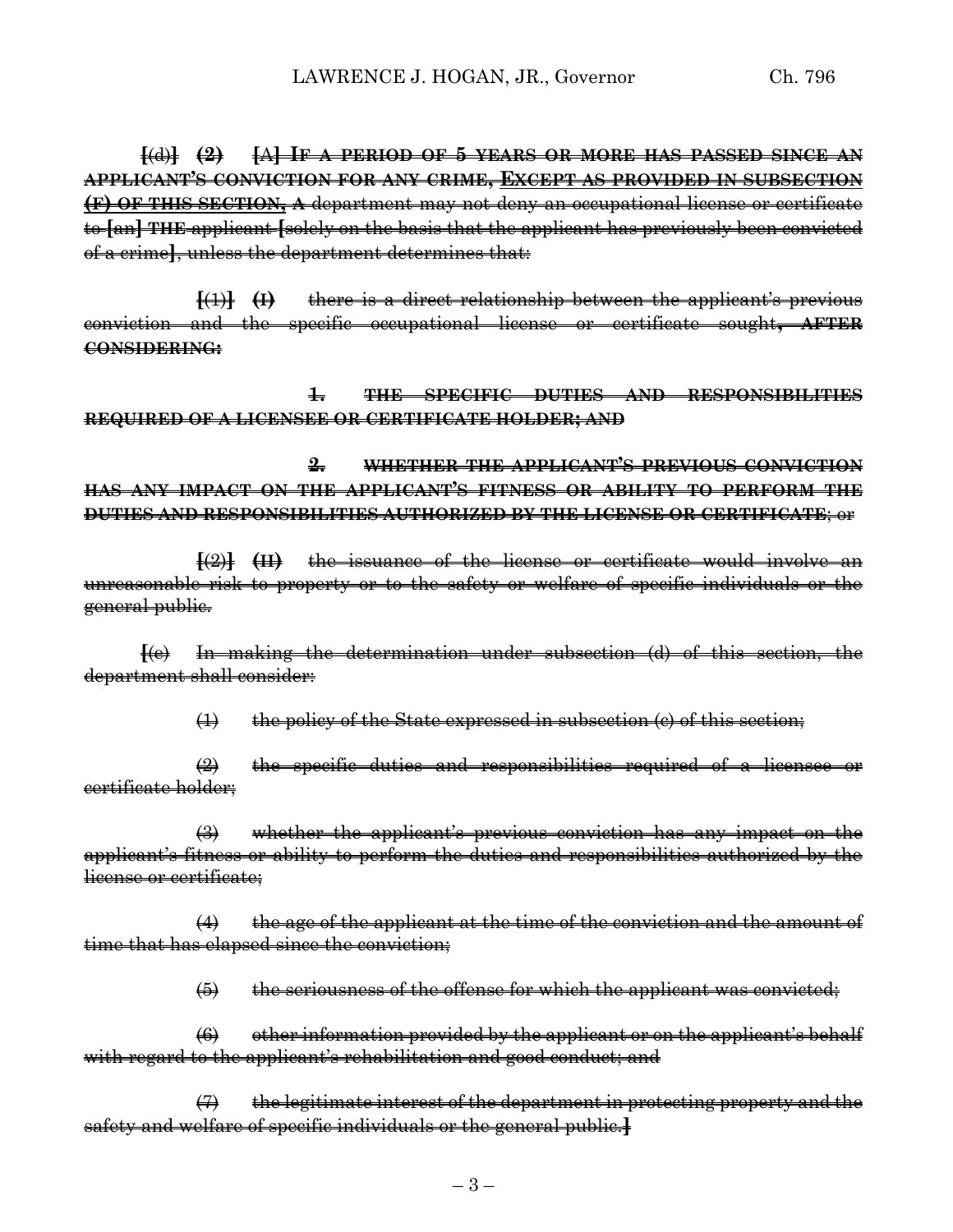**[**(d)**] (2) [**A**] IF A PERIOD OF 5 YEARS OR MORE HAS PASSED SINCE AN APPLICANT'S CONVICTION FOR ANY CRIME,** <u>**EXCEPT AS PROVIDED IN SUBSECTION (F) OF THIS SECTION,**</u> **A** department may not deny an occupational license or certificate to **[**an**] THE** applicant **[**solely on the basis that the applicant has previously been convicted of a crime**]**, unless the department determines that:

**[**(1)**] (I)** there is a direct relationship between the applicant's previous conviction and the specific occupational license or certificate sought**, AFTER CONSIDERING:**

**1. THE SPECIFIC DUTIES AND RESPONSIBILITIES REQUIRED OF A LICENSEE OR CERTIFICATE HOLDER; AND**

**2. WHETHER THE APPLICANT'S PREVIOUS CONVICTION HAS ANY IMPACT ON THE APPLICANT'S FITNESS OR ABILITY TO PERFORM THE DUTIES AND RESPONSIBILITIES AUTHORIZED BY THE LICENSE OR CERTIFICATE**; or

**[**(2)**] (II)** the issuance of the license or certificate would involve an unreasonable risk to property or to the safety or welfare of specific individuals or the general public.

**[**(e) In making the determination under subsection (d) of this section, the department shall consider:

(1) the policy of the State expressed in subsection (c) of this section;

(2) the specific duties and responsibilities required of a licensee or certificate holder;

(3) whether the applicant's previous conviction has any impact on the applicant's fitness or ability to perform the duties and responsibilities authorized by the license or certificate;

(4) the age of the applicant at the time of the conviction and the amount of time that has elapsed since the conviction;

(5) the seriousness of the offense for which the applicant was convicted;

(6) other information provided by the applicant or on the applicant's behalf with regard to the applicant's rehabilitation and good conduct; and

(7) the legitimate interest of the department in protecting property and the safety and welfare of specific individuals or the general public.**]**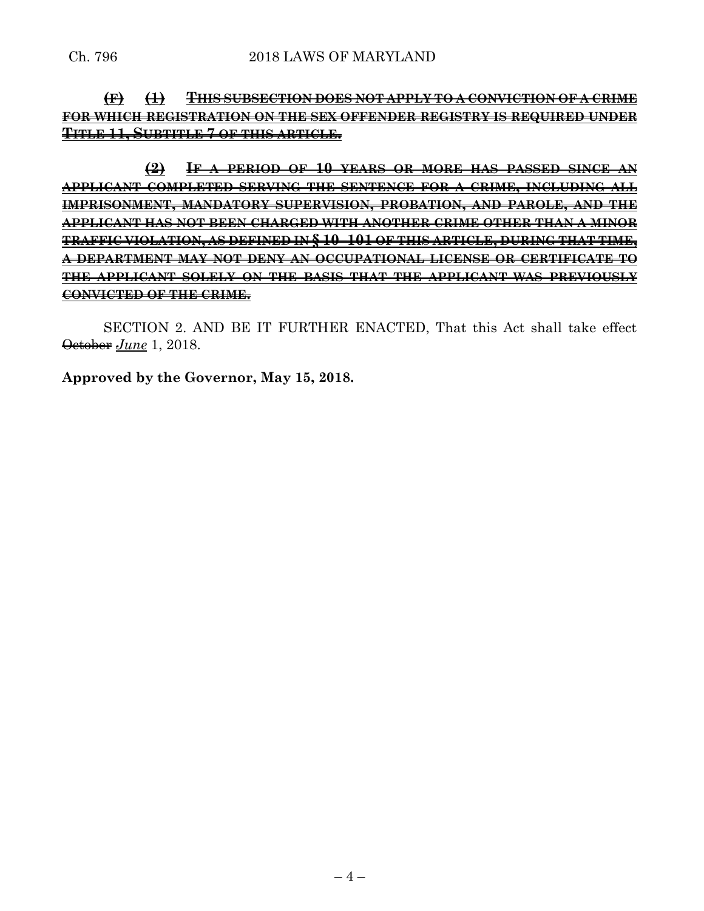~~**(F) (1) THIS SUBSECTION DOES NOT APPLY TO A CONVICTION OF A CRIME FOR WHICH REGISTRATION ON THE SEX OFFENDER REGISTRY IS REQUIRED UNDER TITLE 11, SUBTITLE 7 OF THIS ARTICLE.**~~

~~**(2) IF A PERIOD OF 10 YEARS OR MORE HAS PASSED SINCE AN APPLICANT COMPLETED SERVING THE SENTENCE FOR A CRIME, INCLUDING ALL IMPRISONMENT, MANDATORY SUPERVISION, PROBATION, AND PAROLE, AND THE APPLICANT HAS NOT BEEN CHARGED WITH ANOTHER CRIME OTHER THAN A MINOR TRAFFIC VIOLATION, AS DEFINED IN § 10–101 OF THIS ARTICLE, DURING THAT TIME, A DEPARTMENT MAY NOT DENY AN OCCUPATIONAL LICENSE OR CERTIFICATE TO THE APPLICANT SOLELY ON THE BASIS THAT THE APPLICANT WAS PREVIOUSLY CONVICTED OF THE CRIME.**~~

SECTION 2. AND BE IT FURTHER ENACTED, That this Act shall take effect ~~October~~ *June* 1, 2018.

**Approved by the Governor, May 15, 2018.**